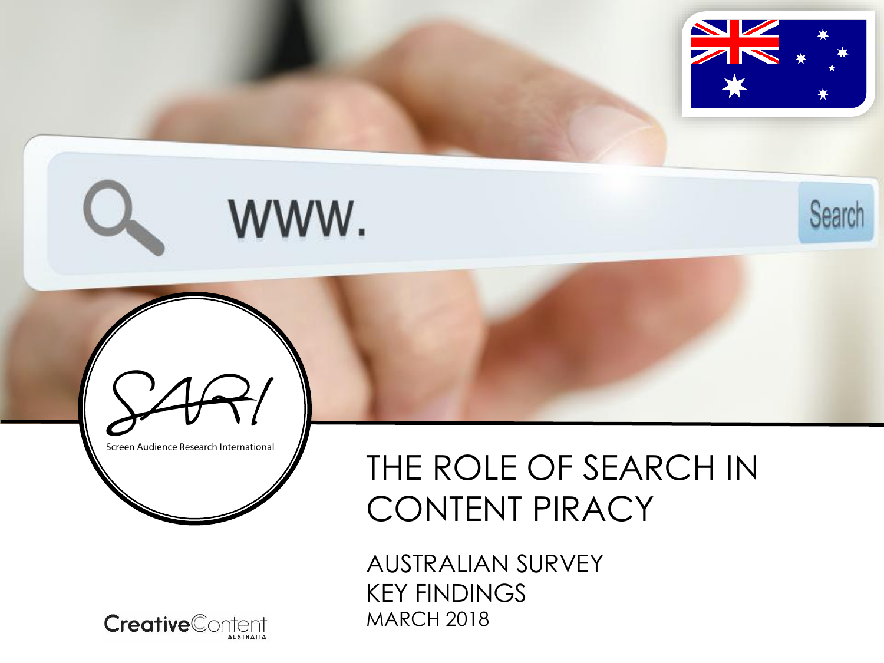Screen Audience Research International

# THE ROLE OF SEARCH IN CONTENT PIRACY

## AUSTRALIAN SURVEY
## KEY FINDINGS

MARCH 2018

Creative Content Australia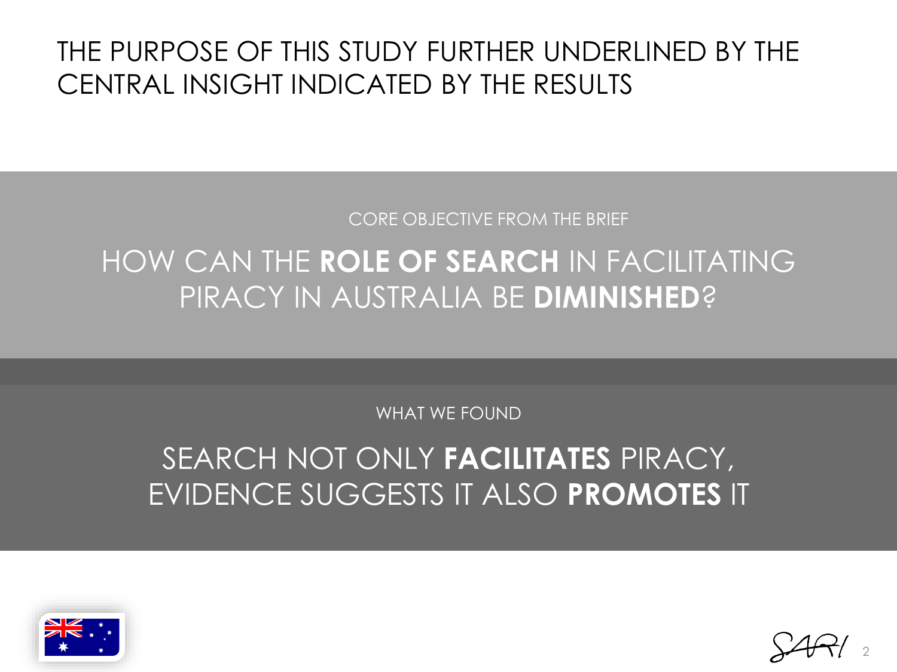# THE PURPOSE OF THIS STUDY FURTHER UNDERLINED BY THE CENTRAL INSIGHT INDICATED BY THE RESULTS

CORE OBJECTIVE FROM THE BRIEF

## HOW CAN THE **ROLE OF SEARCH** IN FACILITATING PIRACY IN AUSTRALIA BE **DIMINISHED**?

WHAT WE FOUND

## SEARCH NOT ONLY **FACILITATES** PIRACY, EVIDENCE SUGGESTS IT ALSO **PROMOTES** IT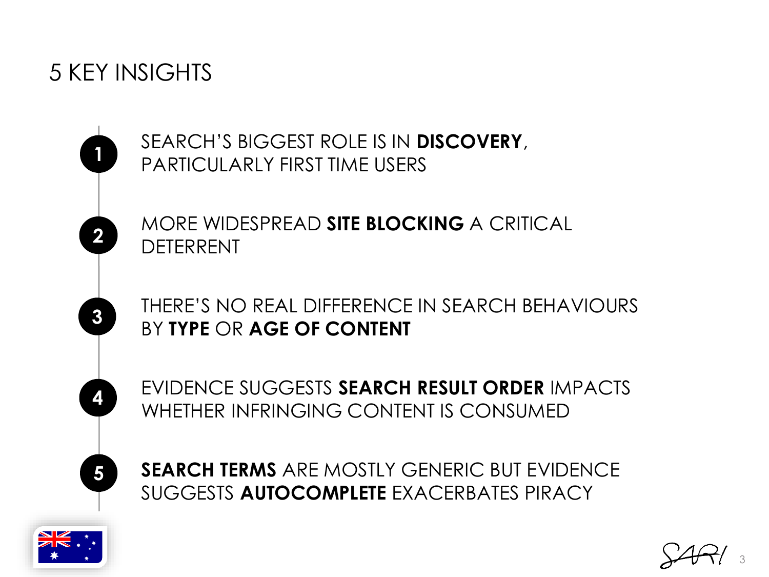# 5 KEY INSIGHTS

1. SEARCH'S BIGGEST ROLE IS IN **DISCOVERY**, PARTICULARLY FIRST TIME USERS
2. MORE WIDESPREAD **SITE BLOCKING** A CRITICAL DETERRENT
3. THERE'S NO REAL DIFFERENCE IN SEARCH BEHAVIOURS BY **TYPE** OR **AGE OF CONTENT**
4. EVIDENCE SUGGESTS **SEARCH RESULT ORDER** IMPACTS WHETHER INFRINGING CONTENT IS CONSUMED
5. **SEARCH TERMS** ARE MOSTLY GENERIC BUT EVIDENCE SUGGESTS **AUTOCOMPLETE** EXACERBATES PIRACY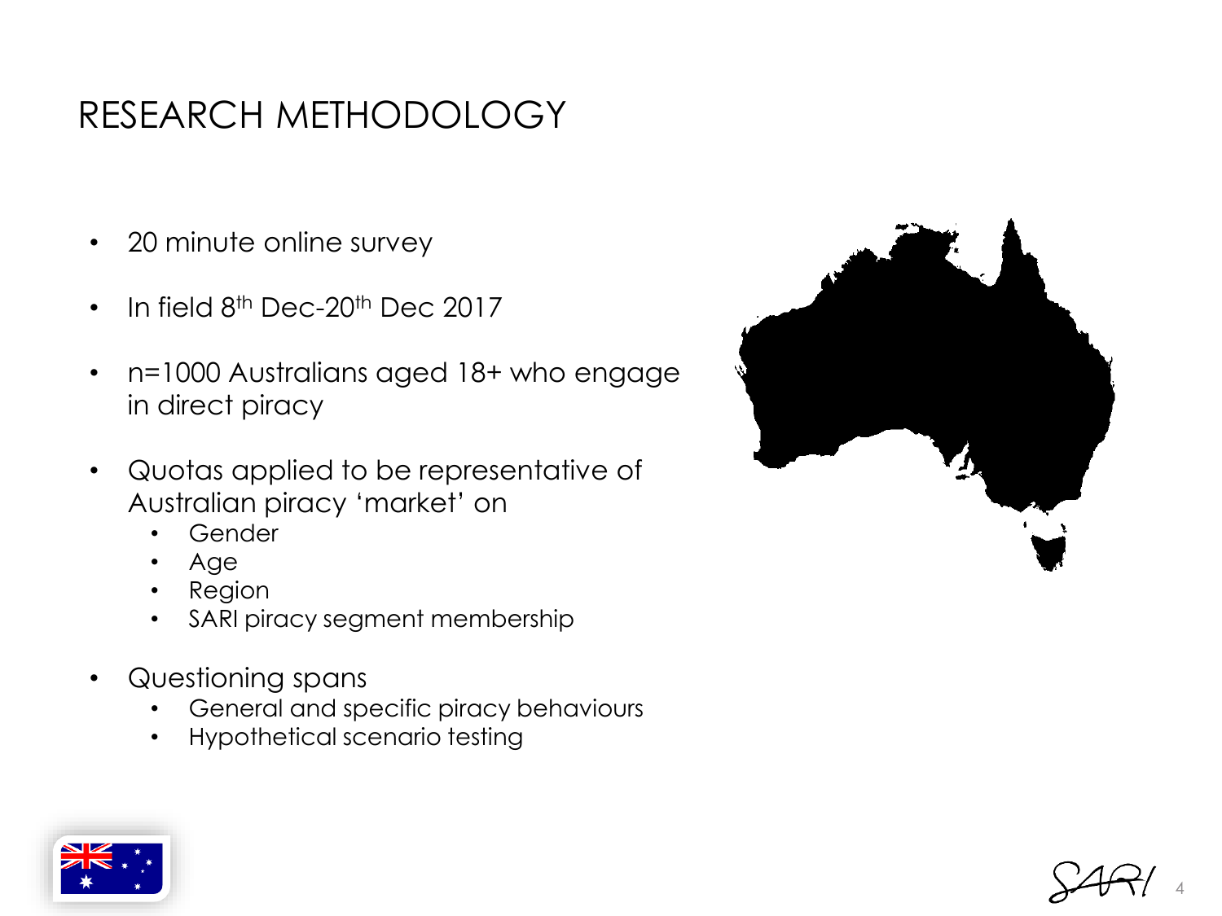# RESEARCH METHODOLOGY

- 20 minute online survey
- In field 8th Dec-20th Dec 2017
- n=1000 Australians aged 18+ who engage in direct piracy
- Quotas applied to be representative of Australian piracy 'market' on
  - Gender
  - Age
  - Region
  - SARI piracy segment membership
- Questioning spans
  - General and specific piracy behaviours
  - Hypothetical scenario testing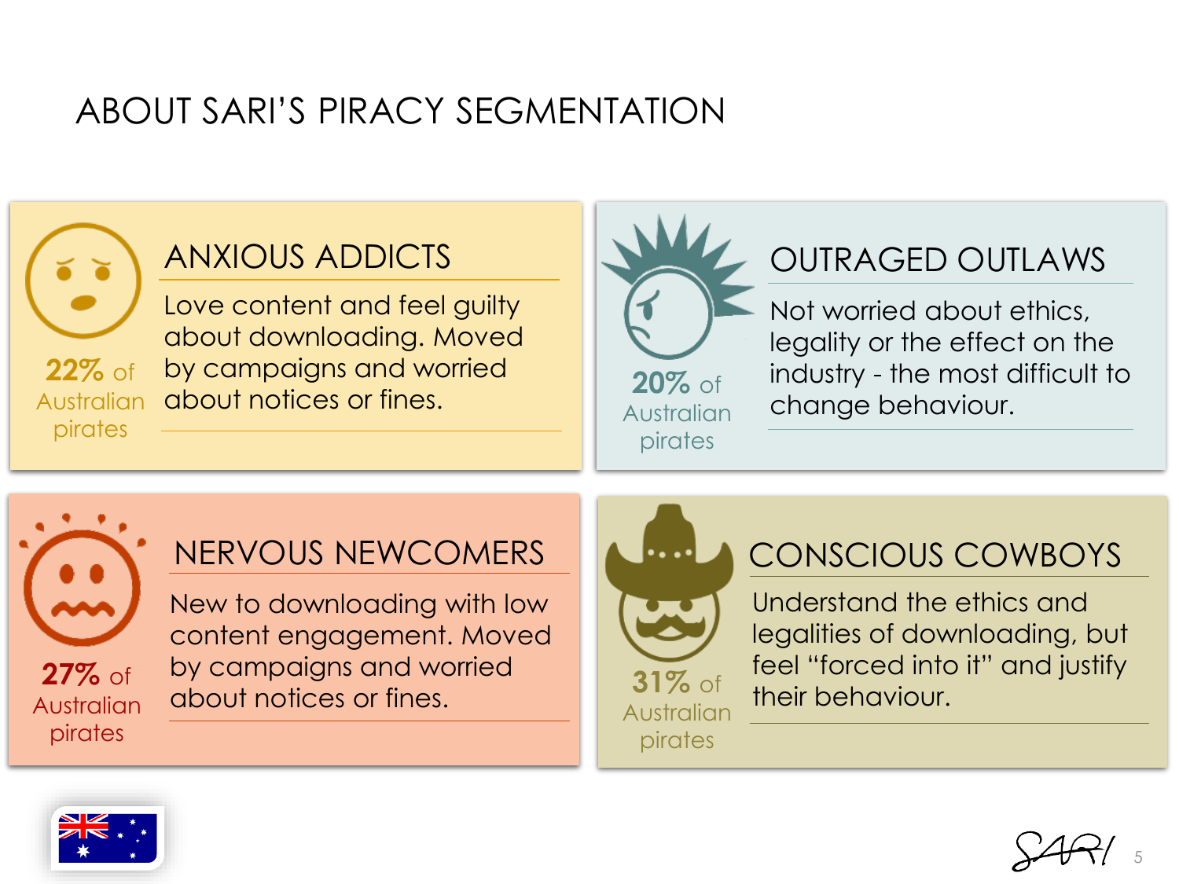# ABOUT SARI'S PIRACY SEGMENTATION

## ANXIOUS ADDICTS

**22%** of Australian pirates

Love content and feel guilty about downloading. Moved by campaigns and worried about notices or fines.

## OUTRAGED OUTLAWS

**20%** of Australian pirates

Not worried about ethics, legality or the effect on the industry - the most difficult to change behaviour.

## NERVOUS NEWCOMERS

**27%** of Australian pirates

New to downloading with low content engagement. Moved by campaigns and worried about notices or fines.

## CONSCIOUS COWBOYS

**31%** of Australian pirates

Understand the ethics and legalities of downloading, but feel "forced into it" and justify their behaviour.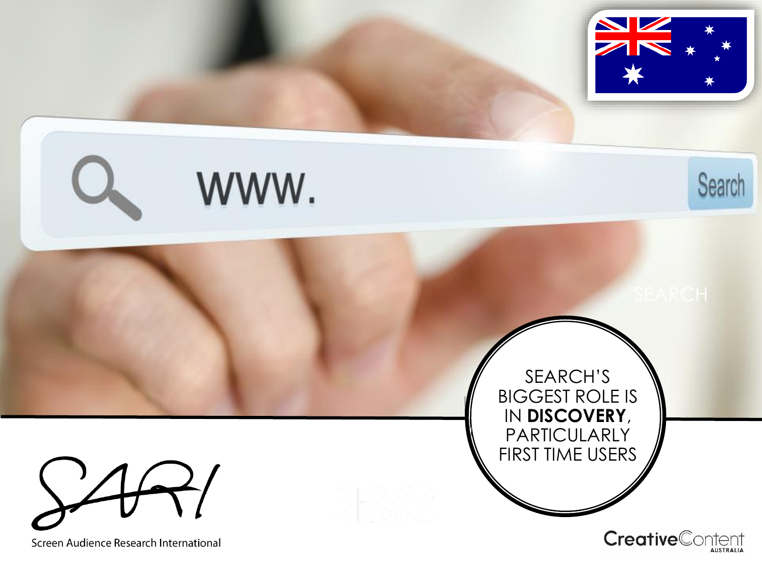SEARCH

SEARCH'S BIGGEST ROLE IS IN **DISCOVERY**, PARTICULARLY FIRST TIME USERS

Screen Audience Research International

CreativeContent AUSTRALIA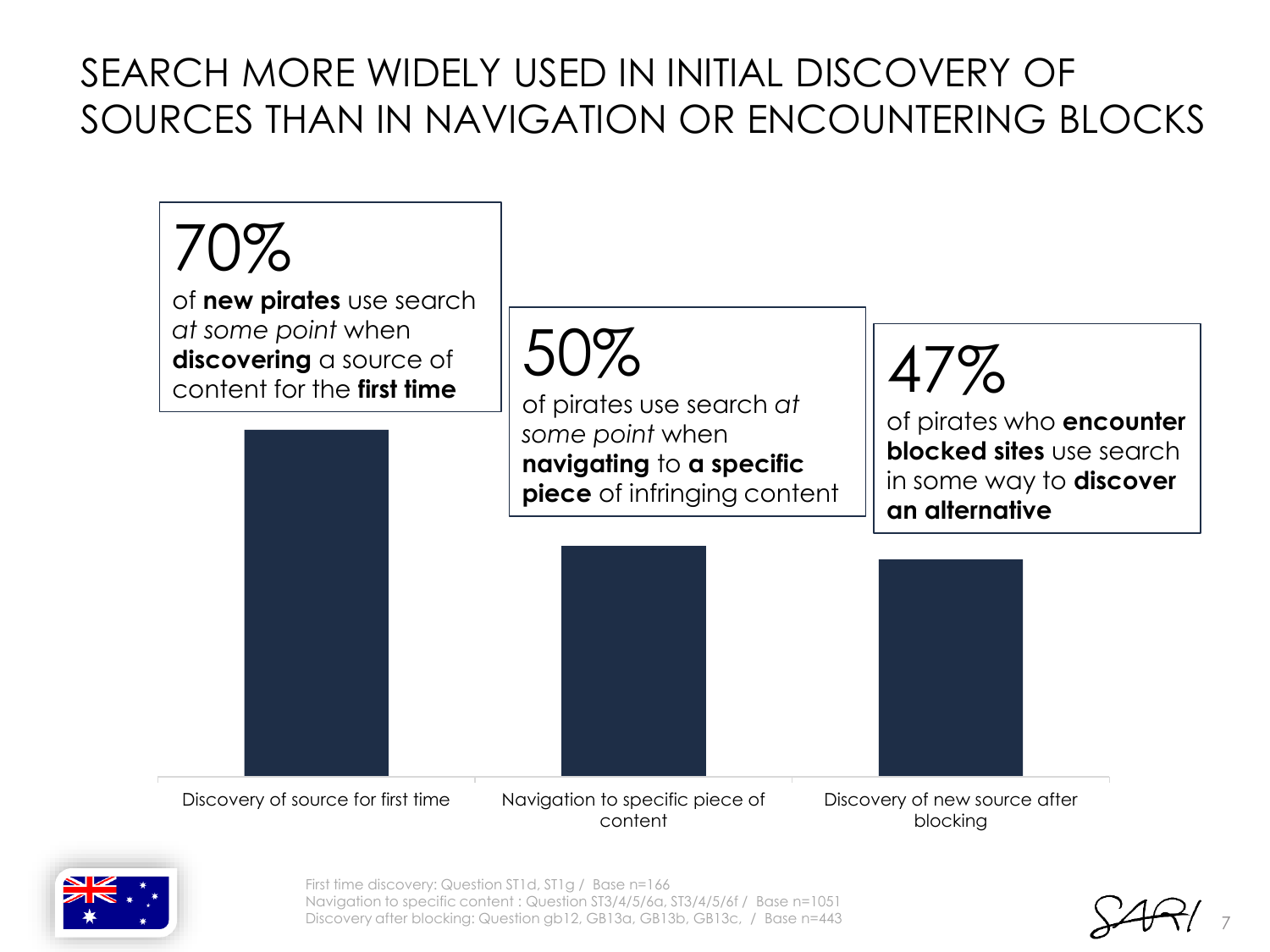# SEARCH MORE WIDELY USED IN INITIAL DISCOVERY OF SOURCES THAN IN NAVIGATION OR ENCOUNTERING BLOCKS

**70%**
of **new pirates** use search *at some point* when **discovering** a source of content for the **first time**

**50%**
of pirates use search *at some point* when **navigating** to **a specific piece** of infringing content

**47%**
of pirates who **encounter blocked sites** use search in some way to **discover an alternative**

| Discovery of source for first time | Navigation to specific piece of content | Discovery of new source after blocking |
|---|---|---|
| 70% | 50% | 47% |

First time discovery: Question ST1d, ST1g / Base n=166
Navigation to specific content : Question ST3/4/5/6a, ST3/4/5/6f / Base n=1051
Discovery after blocking: Question gb12, GB13a, GB13b, GB13c, / Base n=443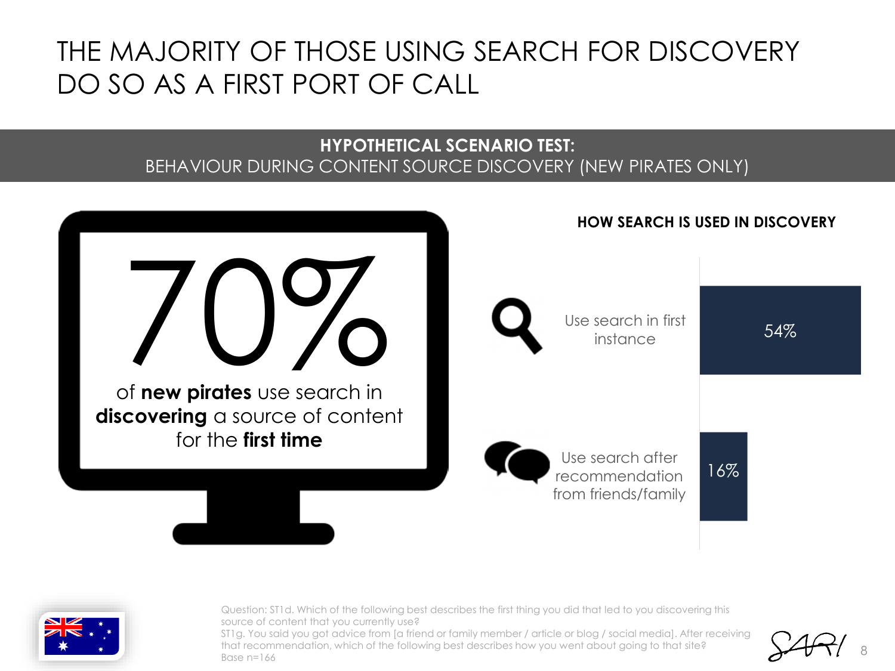# THE MAJORITY OF THOSE USING SEARCH FOR DISCOVERY DO SO AS A FIRST PORT OF CALL

**HYPOTHETICAL SCENARIO TEST:**
BEHAVIOUR DURING CONTENT SOURCE DISCOVERY (NEW PIRATES ONLY)

70%

of **new pirates** use search in **discovering** a source of content for the **first time**

**HOW SEARCH IS USED IN DISCOVERY**

| | |
|---|---|
| Use search in first instance | 54% |
| Use search after recommendation from friends/family | 16% |

Question: ST1d. Which of the following best describes the first thing you did that led to you discovering this source of content that you currently use?
ST1g. You said you got advice from [a friend or family member / article or blog / social media]. After receiving that recommendation, which of the following best describes how you went about going to that site?
Base n=166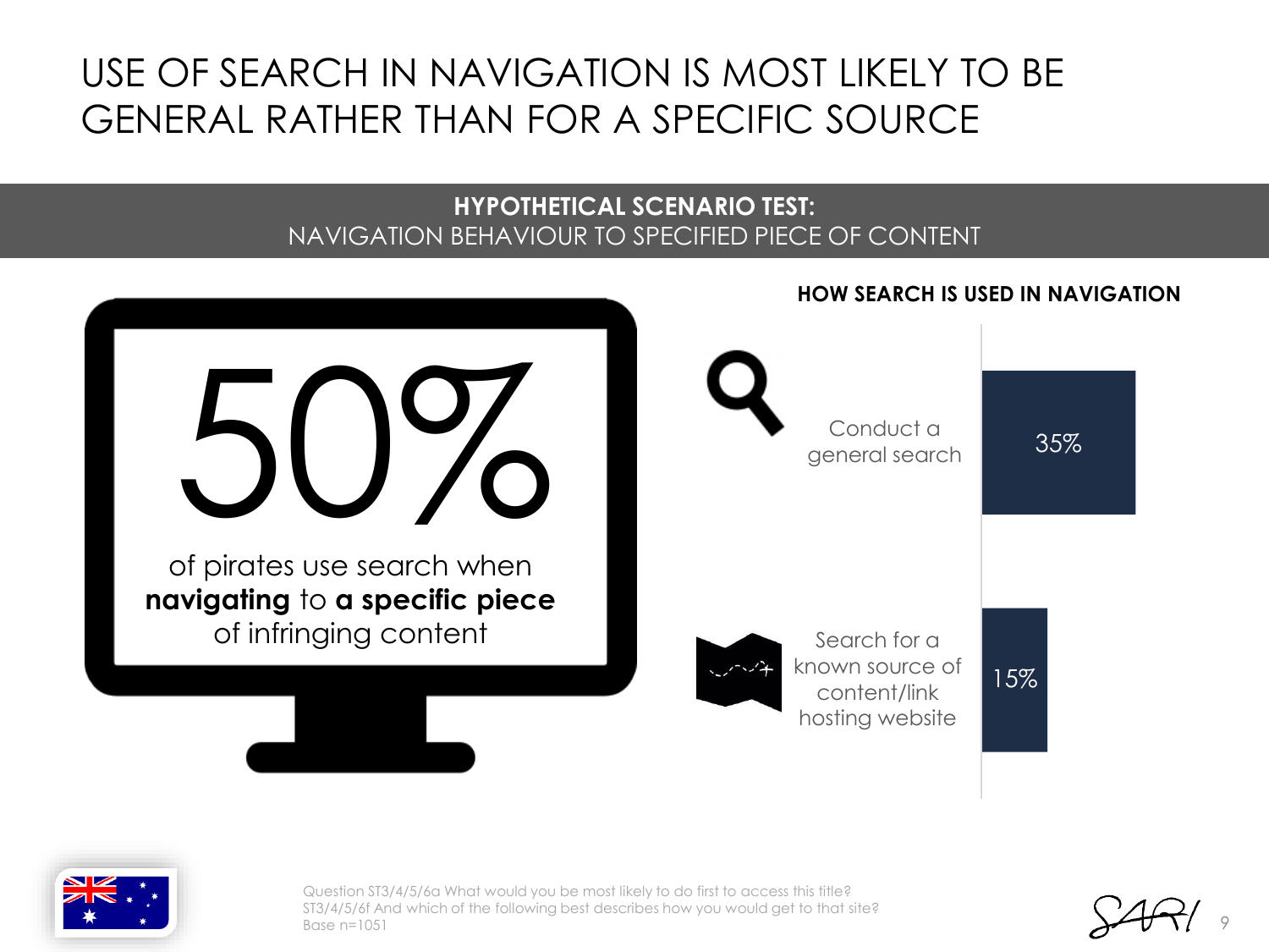# USE OF SEARCH IN NAVIGATION IS MOST LIKELY TO BE GENERAL RATHER THAN FOR A SPECIFIC SOURCE

## HYPOTHETICAL SCENARIO TEST:
NAVIGATION BEHAVIOUR TO SPECIFIED PIECE OF CONTENT

50%

of pirates use search when **navigating** to **a specific piece** of infringing content

### HOW SEARCH IS USED IN NAVIGATION

| | |
|---|---|
| Conduct a general search | 35% |
| Search for a known source of content/link hosting website | 15% |

Question ST3/4/5/6a What would you be most likely to do first to access this title?
ST3/4/5/6f And which of the following best describes how you would get to that site?
Base n=1051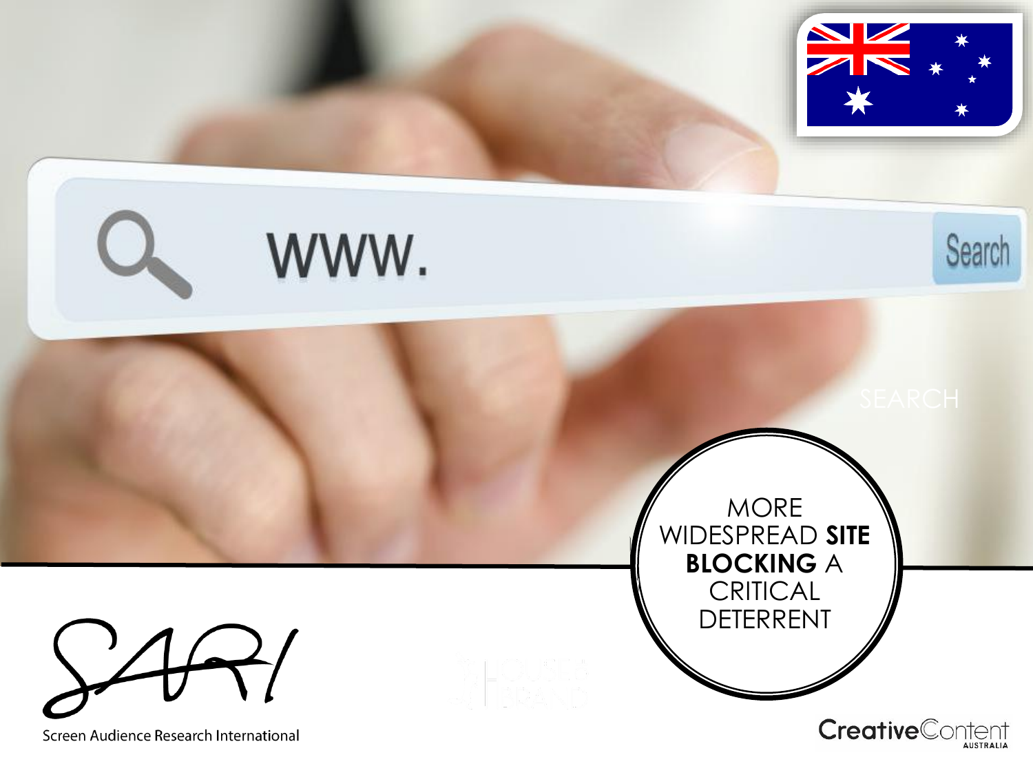# MORE WIDESPREAD **SITE BLOCKING** A CRITICAL DETERRENT

Screen Audience Research International

CreativeContent AUSTRALIA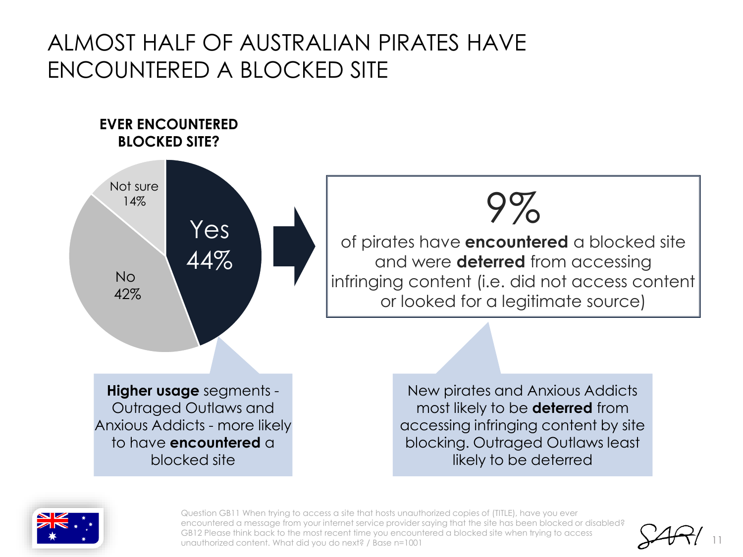# ALMOST HALF OF AUSTRALIAN PIRATES HAVE ENCOUNTERED A BLOCKED SITE

**EVER ENCOUNTERED BLOCKED SITE?**

| Response | % |
|---|---|
| Yes | 44% |
| No | 42% |
| Not sure | 14% |

9%

of pirates have **encountered** a blocked site and were **deterred** from accessing infringing content (i.e. did not access content or looked for a legitimate source)

**Higher usage** segments - Outraged Outlaws and Anxious Addicts - more likely to have **encountered** a blocked site

New pirates and Anxious Addicts most likely to be **deterred** from accessing infringing content by site blocking. Outraged Outlaws least likely to be deterred

Question GB11 When trying to access a site that hosts unauthorized copies of (TITLE), have you ever encountered a message from your internet service provider saying that the site has been blocked or disabled? GB12 Please think back to the most recent time you encountered a blocked site when trying to access unauthorized content. What did you do next? / Base n=1001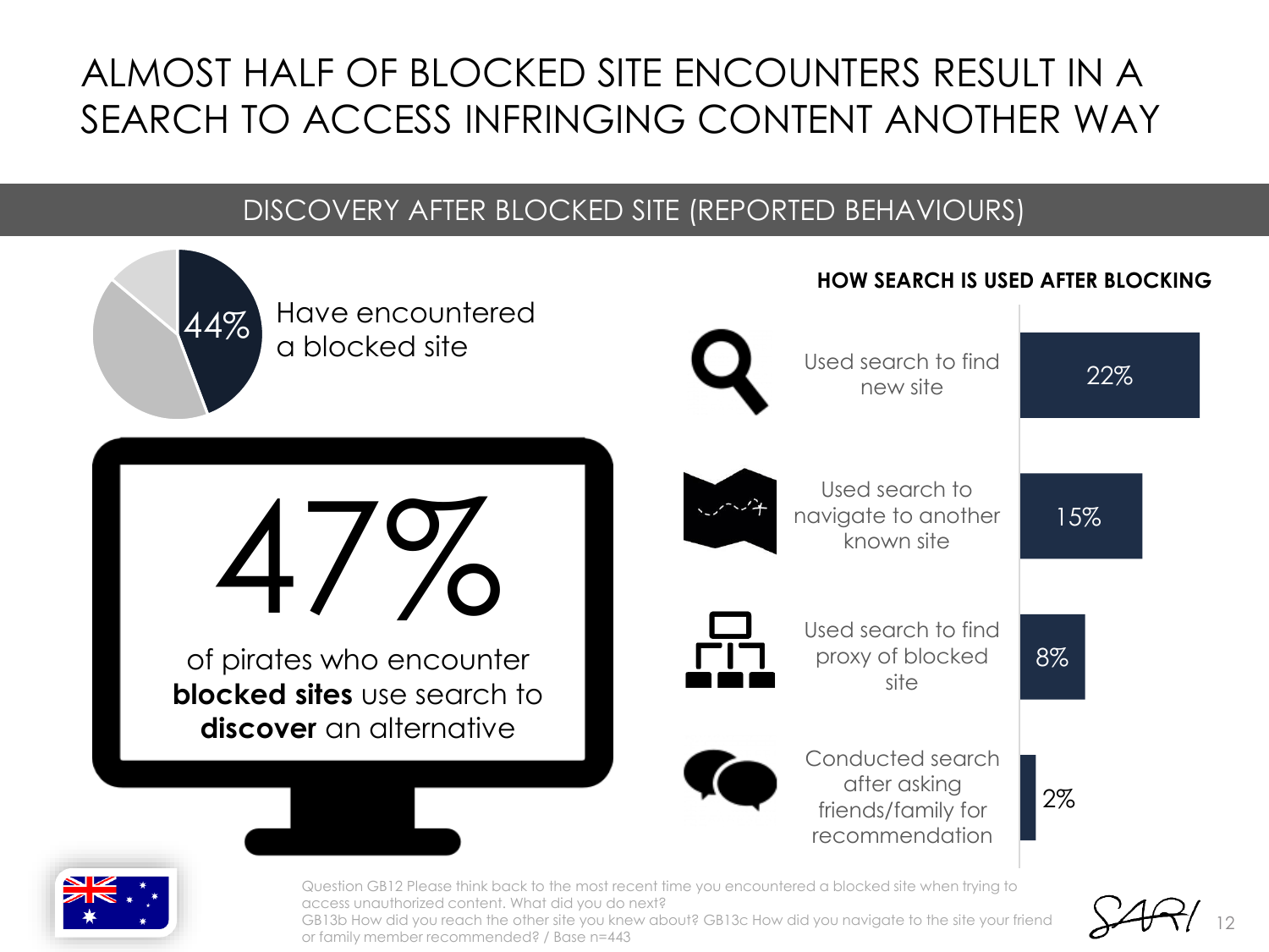# ALMOST HALF OF BLOCKED SITE ENCOUNTERS RESULT IN A SEARCH TO ACCESS INFRINGING CONTENT ANOTHER WAY

## DISCOVERY AFTER BLOCKED SITE (REPORTED BEHAVIOURS)

44% Have encountered a blocked site

47% of pirates who encounter **blocked sites** use search to **discover** an alternative

### HOW SEARCH IS USED AFTER BLOCKING

| Behaviour | % |
|---|---|
| Used search to find new site | 22% |
| Used search to navigate to another known site | 15% |
| Used search to find proxy of blocked site | 8% |
| Conducted search after asking friends/family for recommendation | 2% |

Question GB12 Please think back to the most recent time you encountered a blocked site when trying to access unauthorized content. What did you do next?
GB13b How did you reach the other site you knew about? GB13c How did you navigate to the site your friend or family member recommended? / Base n=443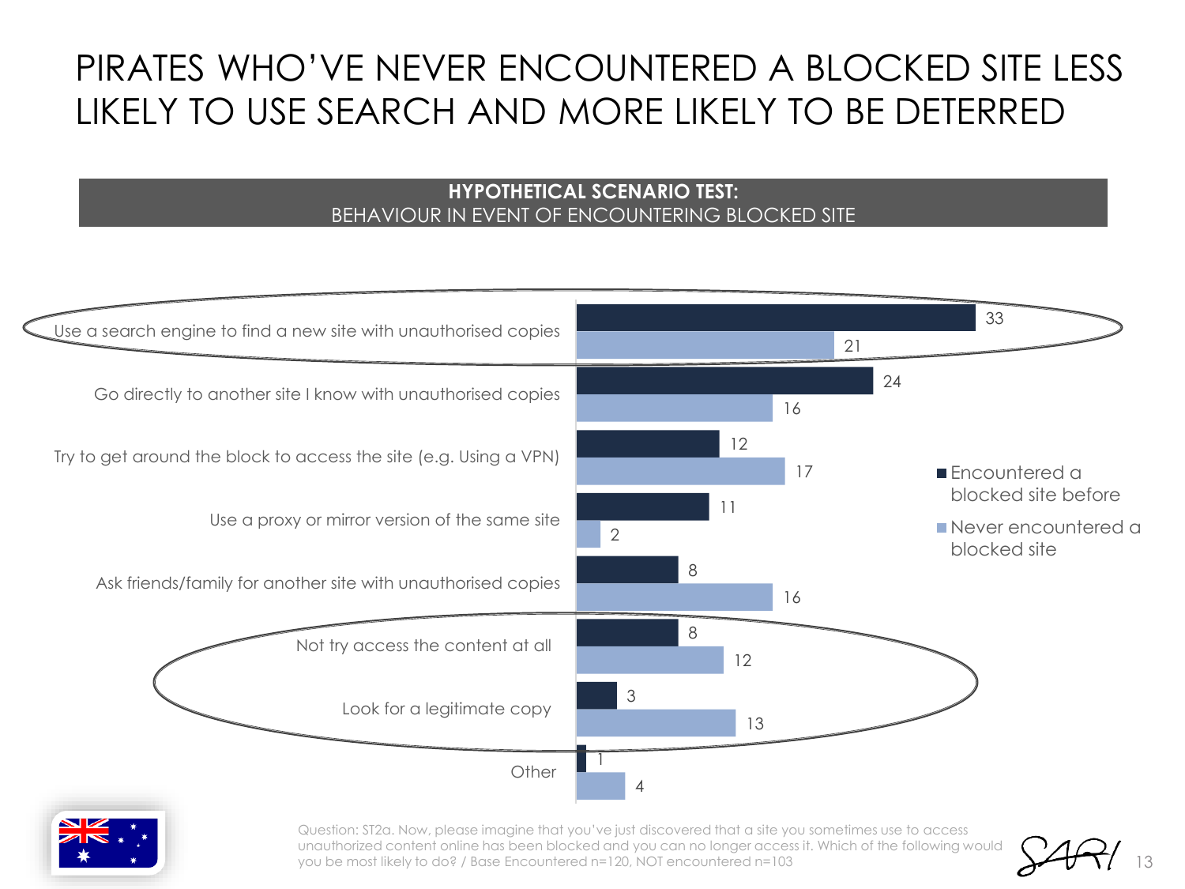# PIRATES WHO'VE NEVER ENCOUNTERED A BLOCKED SITE LESS LIKELY TO USE SEARCH AND MORE LIKELY TO BE DETERRED

**HYPOTHETICAL SCENARIO TEST:**
BEHAVIOUR IN EVENT OF ENCOUNTERING BLOCKED SITE

| | Encountered a blocked site before | Never encountered a blocked site |
|---|---|---|
| Use a search engine to find a new site with unauthorised copies | 33 | 21 |
| Go directly to another site I know with unauthorised copies | 24 | 16 |
| Try to get around the block to access the site (e.g. Using a VPN) | 12 | 17 |
| Use a proxy or mirror version of the same site | 11 | 2 |
| Ask friends/family for another site with unauthorised copies | 8 | 16 |
| Not try access the content at all | 8 | 12 |
| Look for a legitimate copy | 3 | 13 |
| Other | 1 | 4 |

Question: ST2a. Now, please imagine that you've just discovered that a site you sometimes use to access unauthorized content online has been blocked and you can no longer access it. Which of the following would you be most likely to do? / Base Encountered n=120, NOT encountered n=103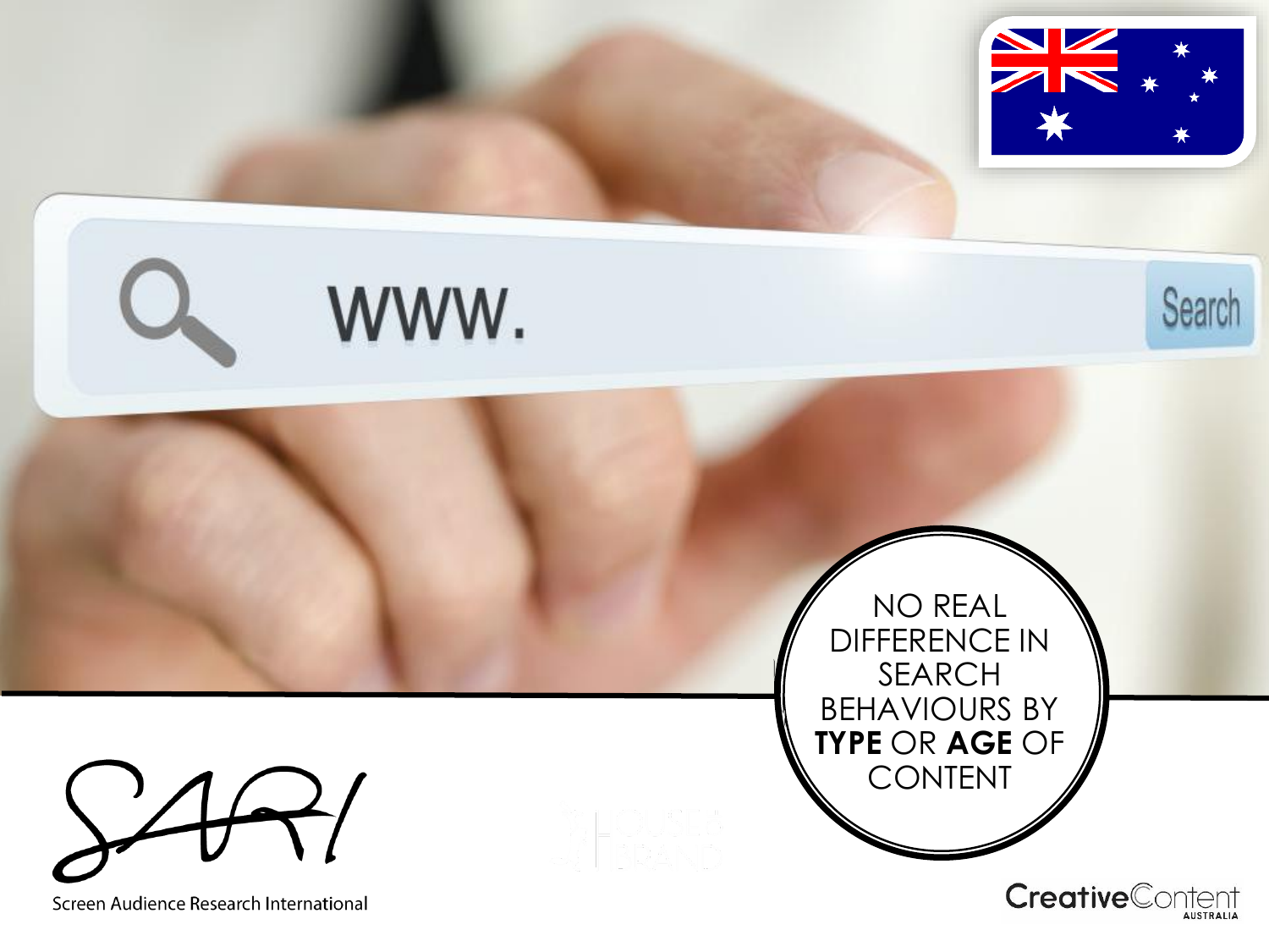NO REAL DIFFERENCE IN SEARCH BEHAVIOURS BY **TYPE** OR **AGE** OF CONTENT

Screen Audience Research International

Creative Content AUSTRALIA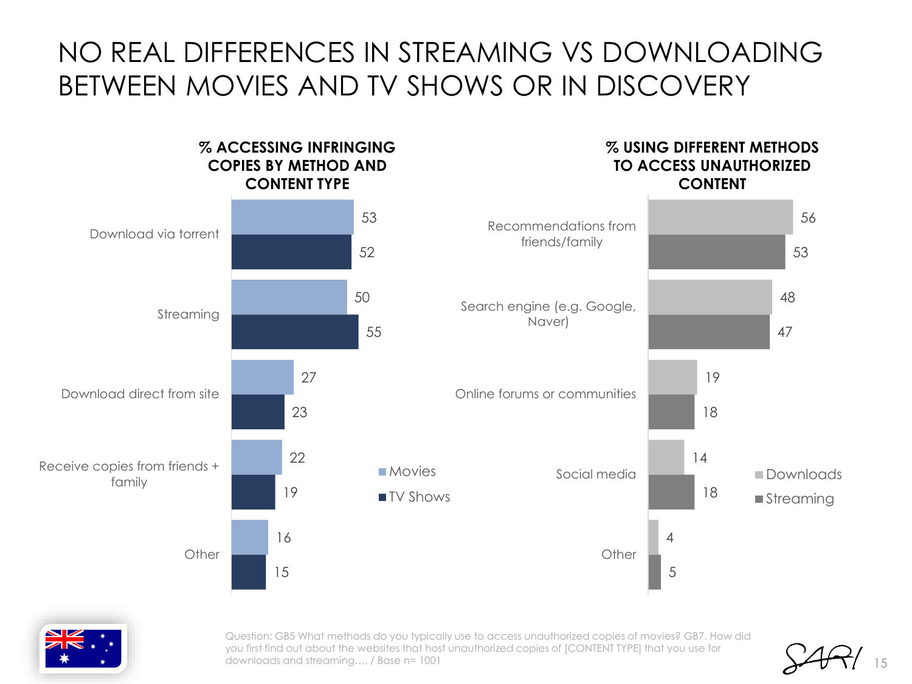# NO REAL DIFFERENCES IN STREAMING VS DOWNLOADING BETWEEN MOVIES AND TV SHOWS OR IN DISCOVERY

## % ACCESSING INFRINGING COPIES BY METHOD AND CONTENT TYPE

| Method | Movies | TV Shows |
|---|---|---|
| Download via torrent | 53 | 52 |
| Streaming | 50 | 55 |
| Download direct from site | 27 | 23 |
| Receive copies from friends + family | 22 | 19 |
| Other | 16 | 15 |

## % USING DIFFERENT METHODS TO ACCESS UNAUTHORIZED CONTENT

| Method | Downloads | Streaming |
|---|---|---|
| Recommendations from friends/family | 56 | 53 |
| Search engine (e.g. Google, Naver) | 48 | 47 |
| Online forums or communities | 19 | 18 |
| Social media | 14 | 18 |
| Other | 4 | 5 |

Question: GB5 What methods do you typically use to access unauthorized copies of movies? GB7. How did you first find out about the websites that host unauthorized copies of [CONTENT TYPE] that you use for downloads and streaming…, / Base n= 1001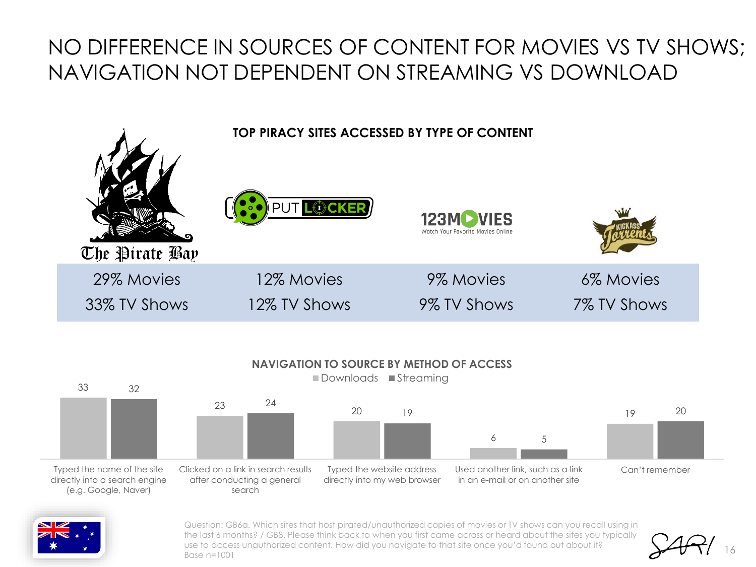# NO DIFFERENCE IN SOURCES OF CONTENT FOR MOVIES VS TV SHOWS; NAVIGATION NOT DEPENDENT ON STREAMING VS DOWNLOAD

## TOP PIRACY SITES ACCESSED BY TYPE OF CONTENT

| The Pirate Bay | PUT LOCKER | 123MOVIES | Kickass Torrents |
|---|---|---|---|
| 29% Movies | 12% Movies | 9% Movies | 6% Movies |
| 33% TV Shows | 12% TV Shows | 9% TV Shows | 7% TV Shows |

## NAVIGATION TO SOURCE BY METHOD OF ACCESS

| | Downloads | Streaming |
|---|---|---|
| Typed the name of the site directly into a search engine (e.g. Google, Naver) | 33 | 32 |
| Clicked on a link in search results after conducting a general search | 23 | 24 |
| Typed the website address directly into my web browser | 20 | 19 |
| Used another link, such as a link in an e-mail or on another site | 6 | 5 |
| Can't remember | 19 | 20 |

Question: GB6a. Which sites that host pirated/unauthorized copies of movies or TV shows can you recall using in the last 6 months? / GB8. Please think back to when you first came across or heard about the sites you typically use to access unauthorized content. How did you navigate to that site once you'd found out about it?
Base n=1001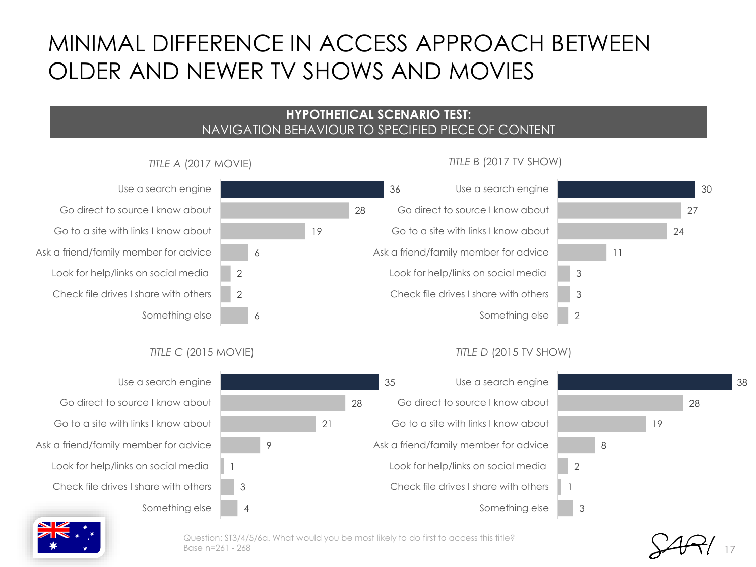# MINIMAL DIFFERENCE IN ACCESS APPROACH BETWEEN OLDER AND NEWER TV SHOWS AND MOVIES

## HYPOTHETICAL SCENARIO TEST:
NAVIGATION BEHAVIOUR TO SPECIFIED PIECE OF CONTENT

### *TITLE A* (2017 MOVIE)

| Response | % |
|---|---|
| Use a search engine | 36 |
| Go direct to source I know about | 28 |
| Go to a site with links I know about | 19 |
| Ask a friend/family member for advice | 6 |
| Look for help/links on social media | 2 |
| Check file drives I share with others | 2 |
| Something else | 6 |

### *TITLE B* (2017 TV SHOW)

| Response | % |
|---|---|
| Use a search engine | 30 |
| Go direct to source I know about | 27 |
| Go to a site with links I know about | 24 |
| Ask a friend/family member for advice | 11 |
| Look for help/links on social media | 3 |
| Check file drives I share with others | 3 |
| Something else | 2 |

### *TITLE C* (2015 MOVIE)

| Response | % |
|---|---|
| Use a search engine | 35 |
| Go direct to source I know about | 28 |
| Go to a site with links I know about | 21 |
| Ask a friend/family member for advice | 9 |
| Look for help/links on social media | 1 |
| Check file drives I share with others | 3 |
| Something else | 4 |

### *TITLE D* (2015 TV SHOW)

| Response | % |
|---|---|
| Use a search engine | 38 |
| Go direct to source I know about | 28 |
| Go to a site with links I know about | 19 |
| Ask a friend/family member for advice | 8 |
| Look for help/links on social media | 2 |
| Check file drives I share with others | 1 |
| Something else | 3 |

Question: ST3/4/5/6a. What would you be most likely to do first to access this title?
Base n=261 - 268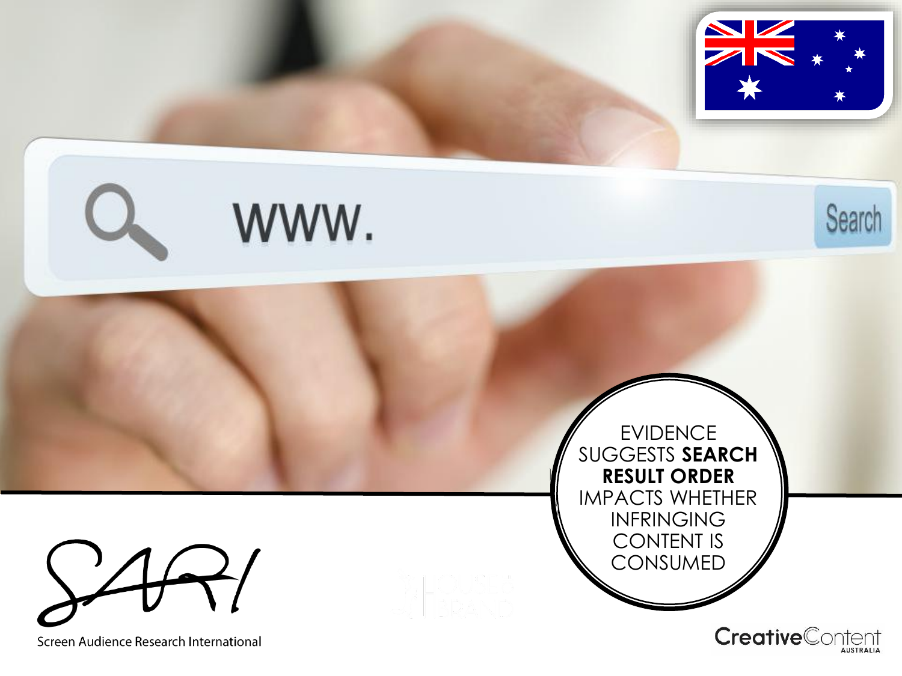EVIDENCE SUGGESTS **SEARCH RESULT ORDER** IMPACTS WHETHER INFRINGING CONTENT IS CONSUMED

Screen Audience Research International

Creative Content Australia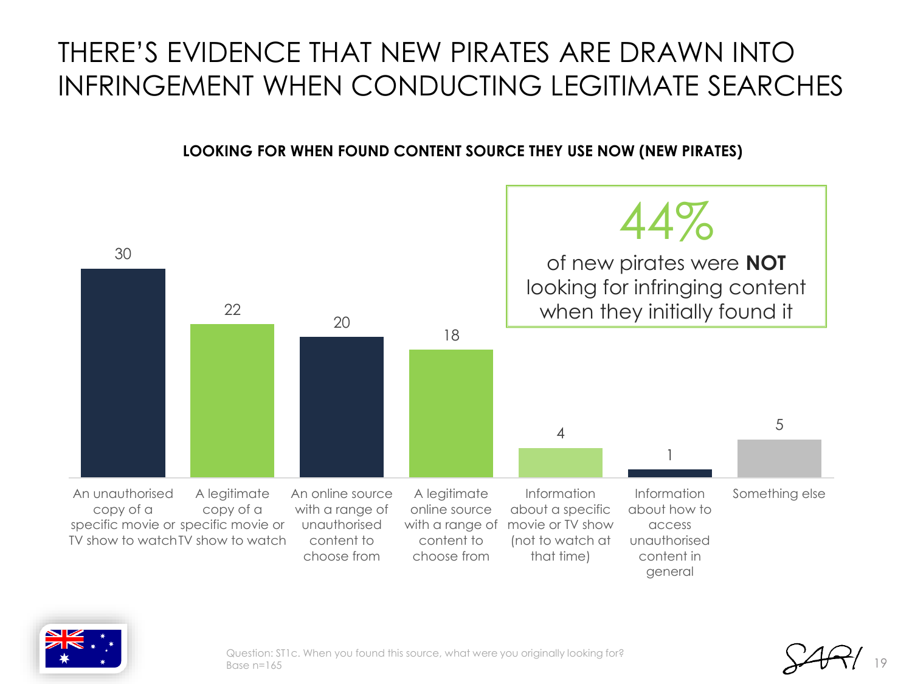# THERE'S EVIDENCE THAT NEW PIRATES ARE DRAWN INTO INFRINGEMENT WHEN CONDUCTING LEGITIMATE SEARCHES

**LOOKING FOR WHEN FOUND CONTENT SOURCE THEY USE NOW (NEW PIRATES)**

| Looking for | % |
|---|---|
| An unauthorised copy of a specific movie or TV show to watch | 30 |
| A legitimate copy of a specific movie or TV show to watch | 22 |
| An online source with a range of unauthorised content to choose from | 20 |
| A legitimate online source with a range of content to choose from | 18 |
| Information about a specific movie or TV show (not to watch at that time) | 4 |
| Information about how to access unauthorised content in general | 1 |
| Something else | 5 |

44%

of new pirates were **NOT** looking for infringing content when they initially found it

Question: ST1c. When you found this source, what were you originally looking for?
Base n=165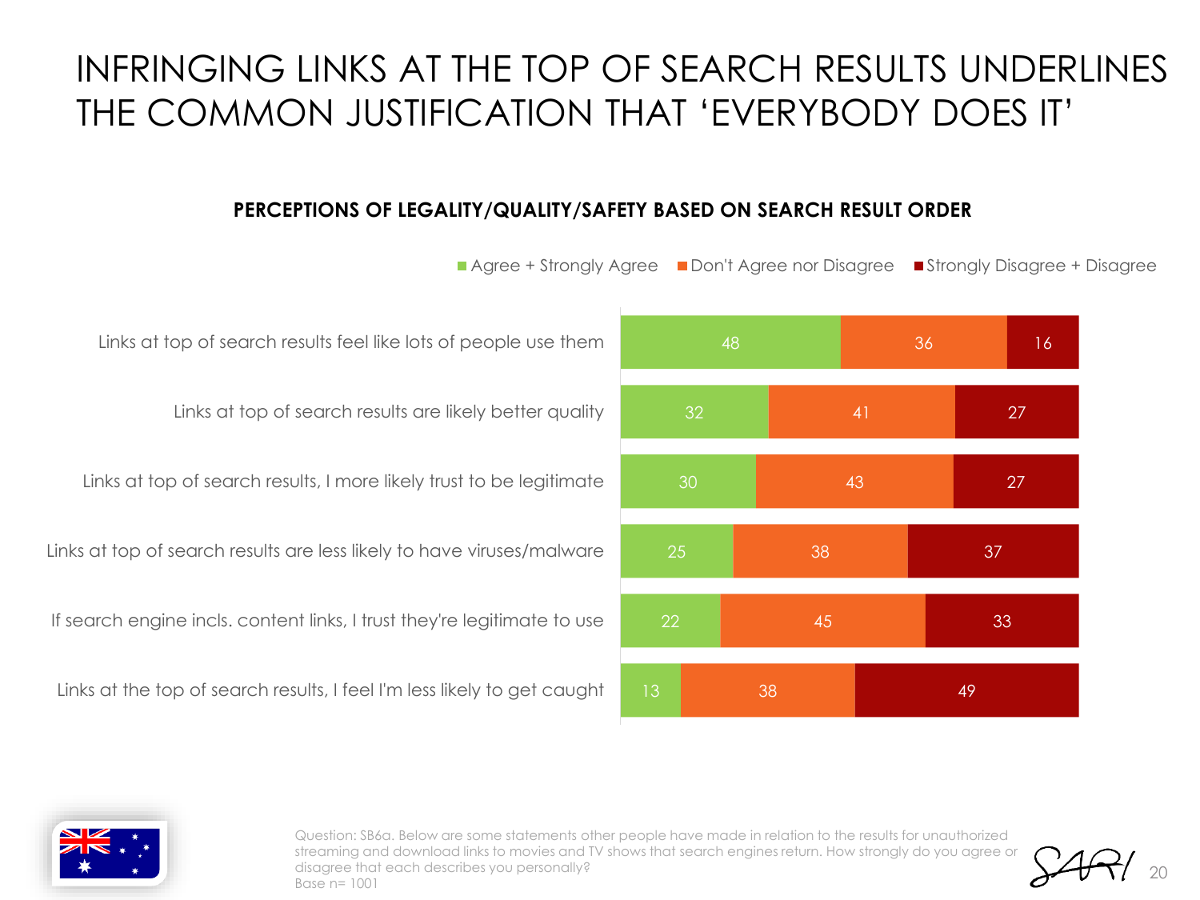# INFRINGING LINKS AT THE TOP OF SEARCH RESULTS UNDERLINES THE COMMON JUSTIFICATION THAT 'EVERYBODY DOES IT'

**PERCEPTIONS OF LEGALITY/QUALITY/SAFETY BASED ON SEARCH RESULT ORDER**

| Statement | Agree + Strongly Agree | Don't Agree nor Disagree | Strongly Disagree + Disagree |
|---|---|---|---|
| Links at top of search results feel like lots of people use them | 48 | 36 | 16 |
| Links at top of search results are likely better quality | 32 | 41 | 27 |
| Links at top of search results, I more likely trust to be legitimate | 30 | 43 | 27 |
| Links at top of search results are less likely to have viruses/malware | 25 | 38 | 37 |
| If search engine incls. content links, I trust they're legitimate to use | 22 | 45 | 33 |
| Links at the top of search results, I feel I'm less likely to get caught | 13 | 38 | 49 |

Question: SB6a. Below are some statements other people have made in relation to the results for unauthorized streaming and download links to movies and TV shows that search engines return. How strongly do you agree or disagree that each describes you personally?
Base n= 1001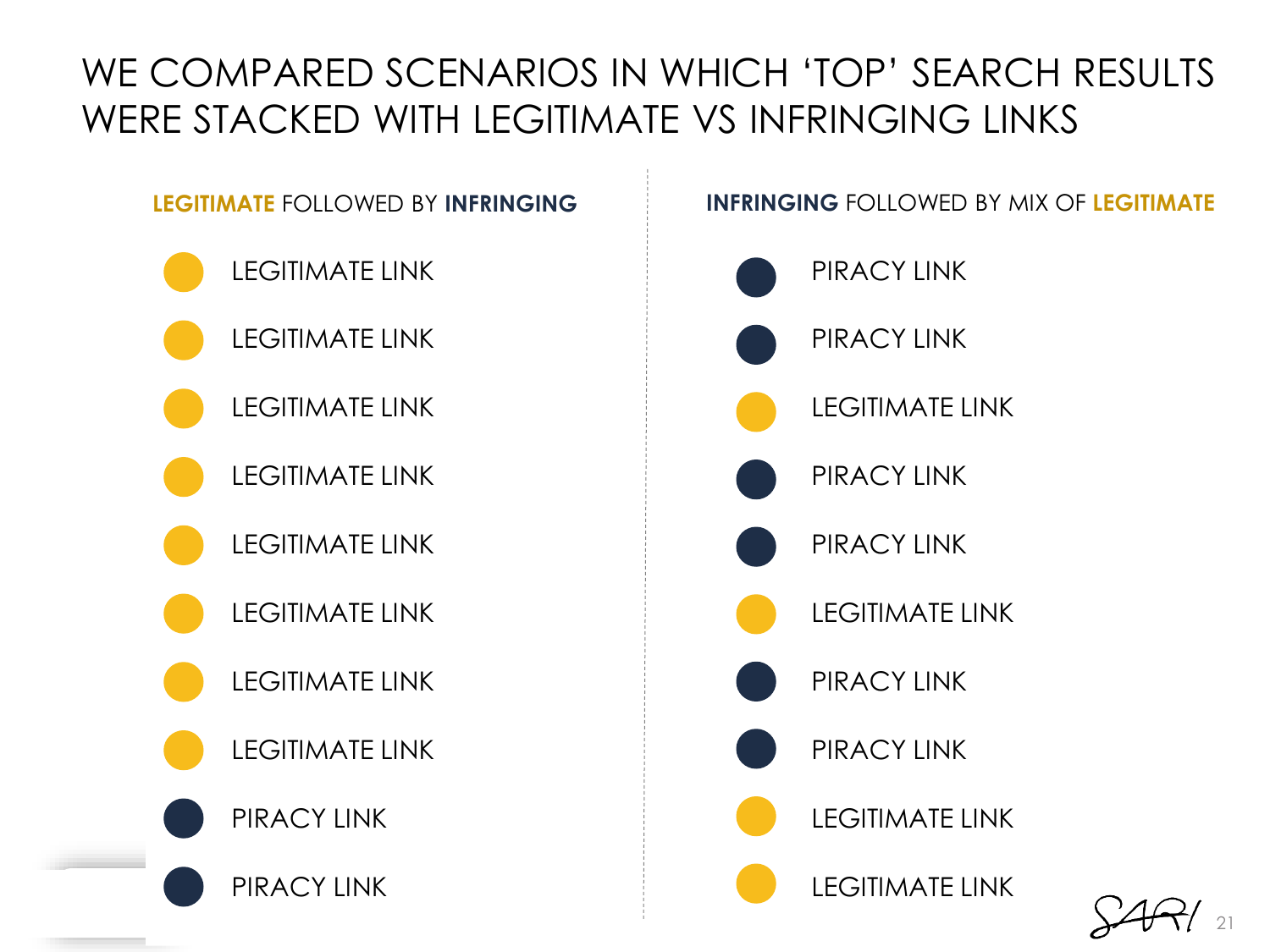# WE COMPARED SCENARIOS IN WHICH 'TOP' SEARCH RESULTS WERE STACKED WITH LEGITIMATE VS INFRINGING LINKS

**LEGITIMATE** FOLLOWED BY **INFRINGING**

- LEGITIMATE LINK
- LEGITIMATE LINK
- LEGITIMATE LINK
- LEGITIMATE LINK
- LEGITIMATE LINK
- LEGITIMATE LINK
- LEGITIMATE LINK
- LEGITIMATE LINK
- PIRACY LINK
- PIRACY LINK

**INFRINGING** FOLLOWED BY MIX OF **LEGITIMATE**

- PIRACY LINK
- PIRACY LINK
- LEGITIMATE LINK
- PIRACY LINK
- PIRACY LINK
- LEGITIMATE LINK
- PIRACY LINK
- PIRACY LINK
- LEGITIMATE LINK
- LEGITIMATE LINK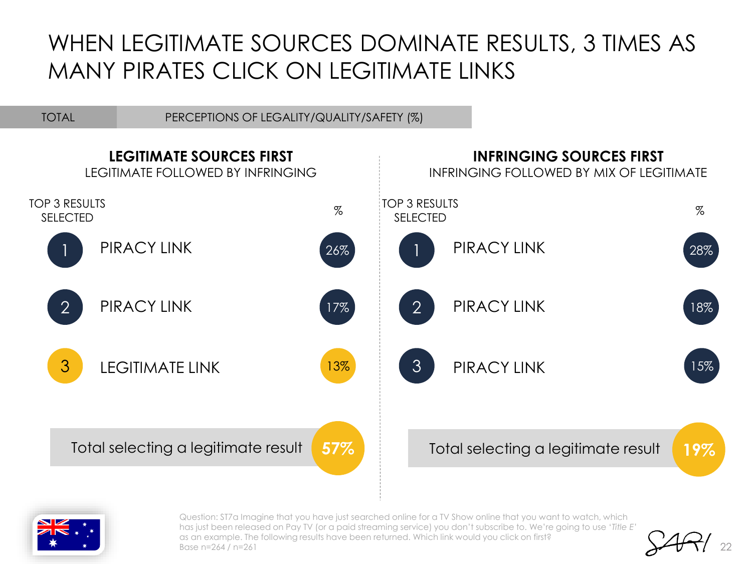# WHEN LEGITIMATE SOURCES DOMINATE RESULTS, 3 TIMES AS MANY PIRATES CLICK ON LEGITIMATE LINKS

TOTAL | PERCEPTIONS OF LEGALITY/QUALITY/SAFETY (%)

## LEGITIMATE SOURCES FIRST

LEGITIMATE FOLLOWED BY INFRINGING

| TOP 3 RESULTS SELECTED | | % |
|---|---|---|
| 1 | PIRACY LINK | 26% |
| 2 | PIRACY LINK | 17% |
| 3 | LEGITIMATE LINK | 13% |

Total selecting a legitimate result **57%**

## INFRINGING SOURCES FIRST

INFRINGING FOLLOWED BY MIX OF LEGITIMATE

| TOP 3 RESULTS SELECTED | | % |
|---|---|---|
| 1 | PIRACY LINK | 28% |
| 2 | PIRACY LINK | 18% |
| 3 | PIRACY LINK | 15% |

Total selecting a legitimate result **19%**

Question: ST7a Imagine that you have just searched online for a TV Show online that you want to watch, which has just been released on Pay TV (or a paid streaming service) you don't subscribe to. We're going to use *'Title E'* as an example. The following results have been returned. Which link would you click on first?
Base n=264 / n=261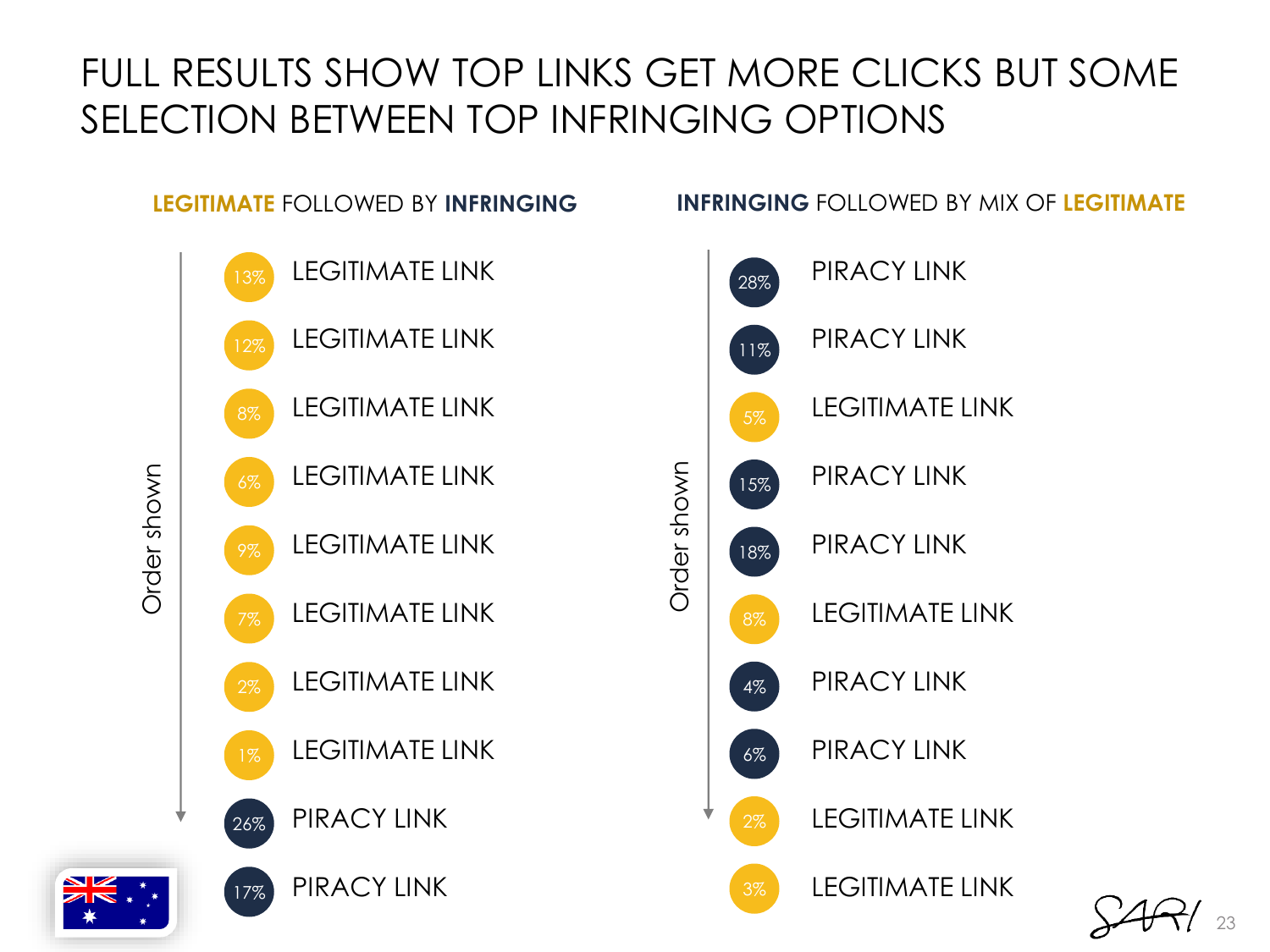# FULL RESULTS SHOW TOP LINKS GET MORE CLICKS BUT SOME SELECTION BETWEEN TOP INFRINGING OPTIONS

## **LEGITIMATE** FOLLOWED BY **INFRINGING**

Order shown

| Clicks | Link |
|---|---|
| 13% | LEGITIMATE LINK |
| 12% | LEGITIMATE LINK |
| 8% | LEGITIMATE LINK |
| 6% | LEGITIMATE LINK |
| 9% | LEGITIMATE LINK |
| 7% | LEGITIMATE LINK |
| 2% | LEGITIMATE LINK |
| 1% | LEGITIMATE LINK |
| 26% | PIRACY LINK |
| 17% | PIRACY LINK |

## **INFRINGING** FOLLOWED BY MIX OF **LEGITIMATE**

Order shown

| Clicks | Link |
|---|---|
| 28% | PIRACY LINK |
| 11% | PIRACY LINK |
| 5% | LEGITIMATE LINK |
| 15% | PIRACY LINK |
| 18% | PIRACY LINK |
| 8% | LEGITIMATE LINK |
| 4% | PIRACY LINK |
| 6% | PIRACY LINK |
| 2% | LEGITIMATE LINK |
| 3% | LEGITIMATE LINK |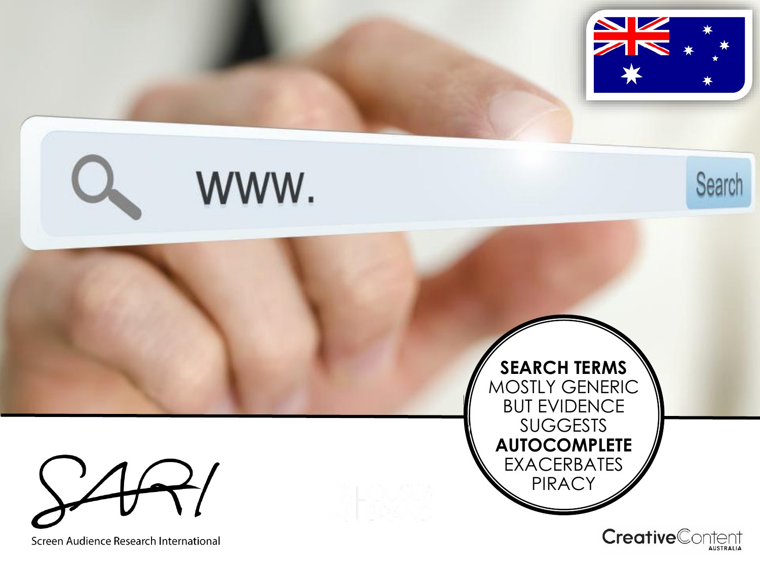**SEARCH TERMS** MOSTLY GENERIC BUT EVIDENCE SUGGESTS **AUTOCOMPLETE** EXACERBATES PIRACY

Screen Audience Research International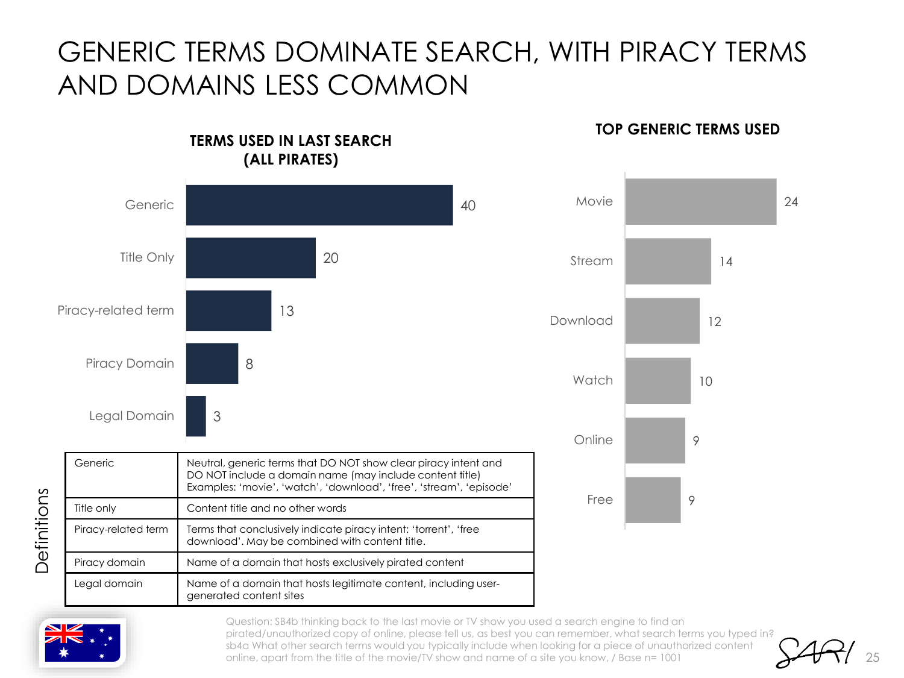# GENERIC TERMS DOMINATE SEARCH, WITH PIRACY TERMS AND DOMAINS LESS COMMON

**TERMS USED IN LAST SEARCH (ALL PIRATES)**

| Term | % |
|---|---|
| Generic | 40 |
| Title Only | 20 |
| Piracy-related term | 13 |
| Piracy Domain | 8 |
| Legal Domain | 3 |

**TOP GENERIC TERMS USED**

| Term | % |
|---|---|
| Movie | 24 |
| Stream | 14 |
| Download | 12 |
| Watch | 10 |
| Online | 9 |
| Free | 9 |

**Definitions**

| Term | Definition |
|---|---|
| Generic | Neutral, generic terms that DO NOT show clear piracy intent and DO NOT include a domain name (may include content title) Examples: 'movie', 'watch', 'download', 'free', 'stream', 'episode' |
| Title only | Content title and no other words |
| Piracy-related term | Terms that conclusively indicate piracy intent: 'torrent', 'free download'. May be combined with content title. |
| Piracy domain | Name of a domain that hosts exclusively pirated content |
| Legal domain | Name of a domain that hosts legitimate content, including user-generated content sites |

Question: SB4b thinking back to the last movie or TV show you used a search engine to find an pirated/unauthorized copy of online, please tell us, as best you can remember, what search terms you typed in? sb4a What other search terms would you typically include when looking for a piece of unauthorized content online, apart from the title of the movie/TV show and name of a site you know, / Base n= 1001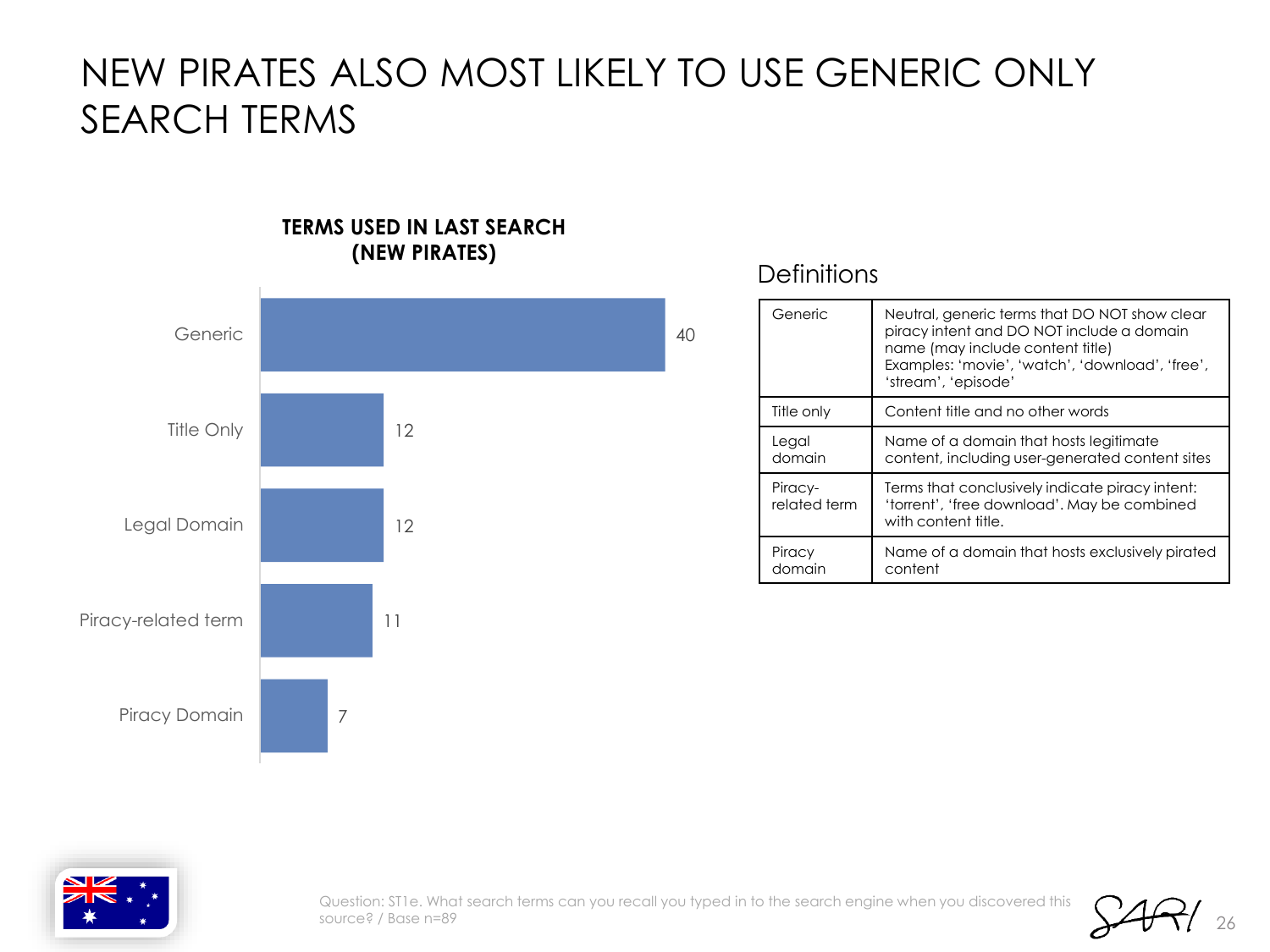# NEW PIRATES ALSO MOST LIKELY TO USE GENERIC ONLY SEARCH TERMS

**TERMS USED IN LAST SEARCH (NEW PIRATES)**

| Term | Value |
|---|---|
| Generic | 40 |
| Title Only | 12 |
| Legal Domain | 12 |
| Piracy-related term | 11 |
| Piracy Domain | 7 |

## Definitions

| | |
|---|---|
| Generic | Neutral, generic terms that DO NOT show clear piracy intent and DO NOT include a domain name (may include content title) Examples: 'movie', 'watch', 'download', 'free', 'stream', 'episode' |
| Title only | Content title and no other words |
| Legal domain | Name of a domain that hosts legitimate content, including user-generated content sites |
| Piracy-related term | Terms that conclusively indicate piracy intent: 'torrent', 'free download'. May be combined with content title. |
| Piracy domain | Name of a domain that hosts exclusively pirated content |

Question: ST1e. What search terms can you recall you typed in to the search engine when you discovered this source? / Base n=89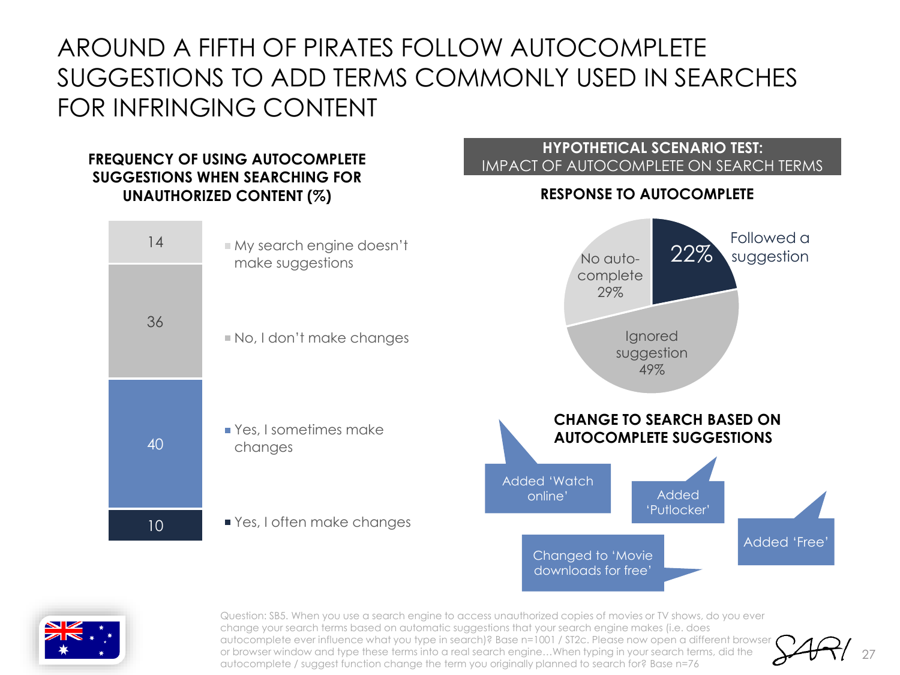# AROUND A FIFTH OF PIRATES FOLLOW AUTOCOMPLETE SUGGESTIONS TO ADD TERMS COMMONLY USED IN SEARCHES FOR INFRINGING CONTENT

**FREQUENCY OF USING AUTOCOMPLETE SUGGESTIONS WHEN SEARCHING FOR UNAUTHORIZED CONTENT (%)**

| Response | % |
|---|---|
| My search engine doesn't make suggestions | 14 |
| No, I don't make changes | 36 |
| Yes, I sometimes make changes | 40 |
| Yes, I often make changes | 10 |

**HYPOTHETICAL SCENARIO TEST:**
IMPACT OF AUTOCOMPLETE ON SEARCH TERMS

**RESPONSE TO AUTOCOMPLETE**

| Response | % |
|---|---|
| Followed a suggestion | 22% |
| Ignored suggestion | 49% |
| No auto-complete | 29% |

**CHANGE TO SEARCH BASED ON AUTOCOMPLETE SUGGESTIONS**

- Added 'Watch online'
- Added 'Putlocker'
- Added 'Free'
- Changed to 'Movie downloads for free'

Question: SB5. When you use a search engine to access unauthorized copies of movies or TV shows, do you ever change your search terms based on automatic suggestions that your search engine makes (i.e. does autocomplete ever influence what you type in search)? Base n=1001 / ST2c. Please now open a different browser or browser window and type these terms into a real search engine…When typing in your search terms, did the autocomplete / suggest function change the term you originally planned to search for? Base n=76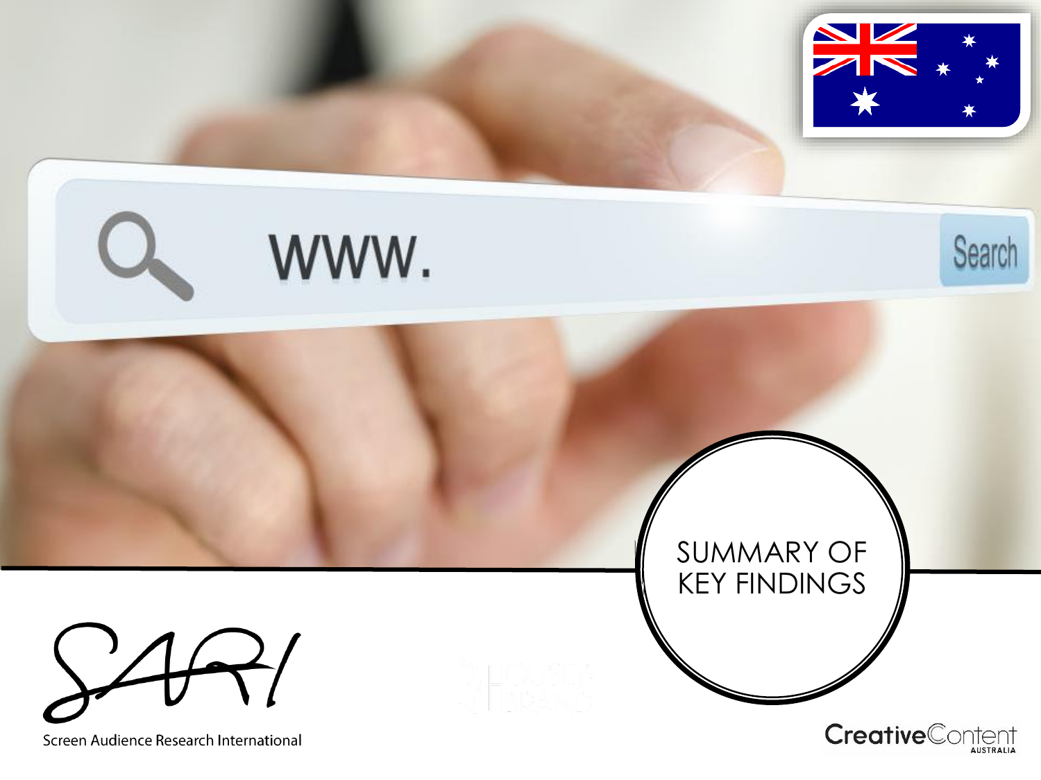# SUMMARY OF KEY FINDINGS

Screen Audience Research International

Creative Content Australia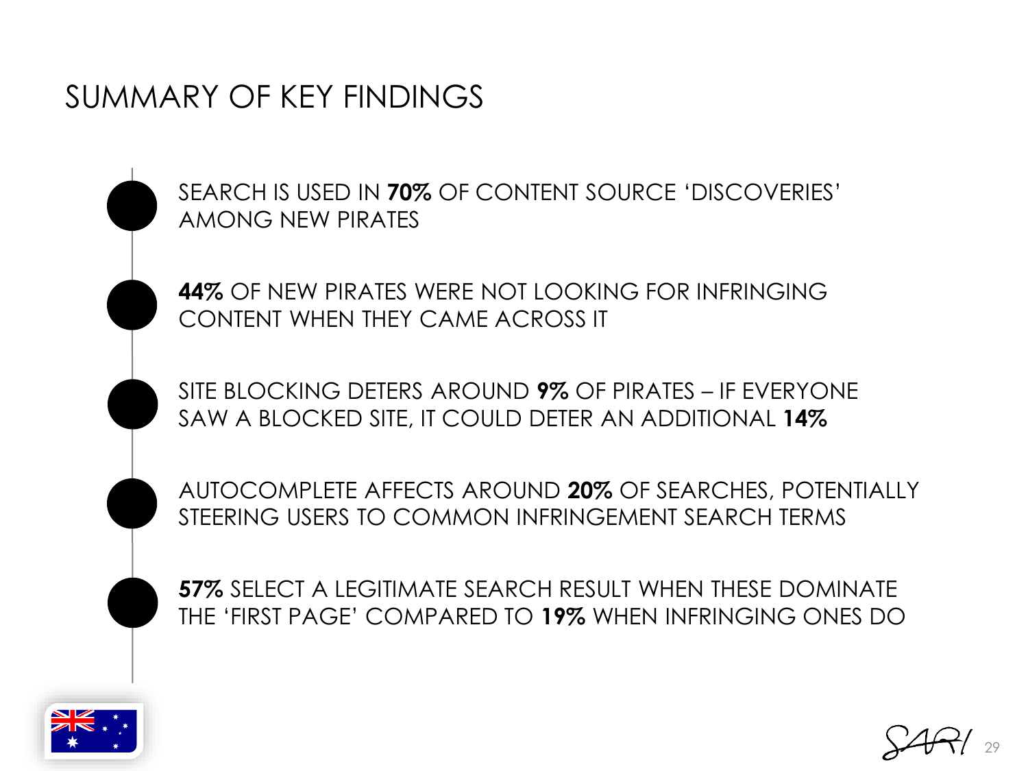# SUMMARY OF KEY FINDINGS

- SEARCH IS USED IN **70%** OF CONTENT SOURCE 'DISCOVERIES' AMONG NEW PIRATES
- **44%** OF NEW PIRATES WERE NOT LOOKING FOR INFRINGING CONTENT WHEN THEY CAME ACROSS IT
- SITE BLOCKING DETERS AROUND **9%** OF PIRATES – IF EVERYONE SAW A BLOCKED SITE, IT COULD DETER AN ADDITIONAL **14%**
- AUTOCOMPLETE AFFECTS AROUND **20%** OF SEARCHES, POTENTIALLY STEERING USERS TO COMMON INFRINGEMENT SEARCH TERMS
- **57%** SELECT A LEGITIMATE SEARCH RESULT WHEN THESE DOMINATE THE 'FIRST PAGE' COMPARED TO **19%** WHEN INFRINGING ONES DO